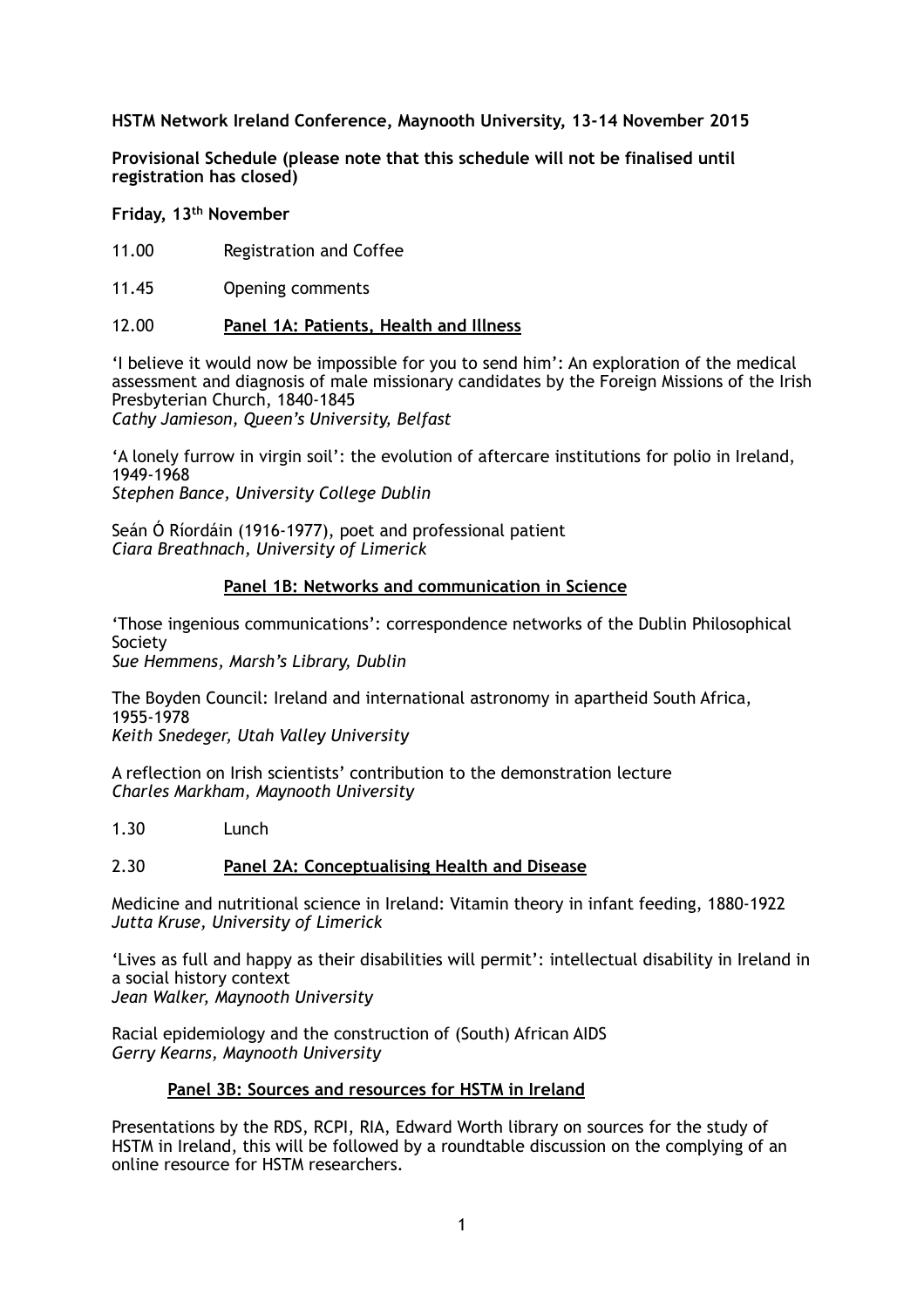**HSTM Network Ireland Conference, Maynooth University, 13-14 November 2015**

**Provisional Schedule (please note that this schedule will not be finalised until registration has closed)**

**Friday, 13th November**

11.00 Registration and Coffee

11.45 Opening comments

12.00 **Panel 1A: Patients, Health and Illness**

'I believe it would now be impossible for you to send him': An exploration of the medical assessment and diagnosis of male missionary candidates by the Foreign Missions of the Irish Presbyterian Church, 1840-1845
*Cathy Jamieson, Queen's University, Belfast*

'A lonely furrow in virgin soil': the evolution of aftercare institutions for polio in Ireland, 1949-1968
*Stephen Bance, University College Dublin*

Seán Ó Ríordáin (1916-1977), poet and professional patient
*Ciara Breathnach, University of Limerick*

**Panel 1B: Networks and communication in Science**

'Those ingenious communications': correspondence networks of the Dublin Philosophical Society
*Sue Hemmens, Marsh's Library, Dublin*

The Boyden Council: Ireland and international astronomy in apartheid South Africa, 1955-1978
*Keith Snedeger, Utah Valley University*

A reflection on Irish scientists' contribution to the demonstration lecture
*Charles Markham, Maynooth University*

1.30 Lunch

2.30 **Panel 2A: Conceptualising Health and Disease**

Medicine and nutritional science in Ireland: Vitamin theory in infant feeding, 1880-1922
*Jutta Kruse, University of Limerick*

'Lives as full and happy as their disabilities will permit': intellectual disability in Ireland in a social history context
*Jean Walker, Maynooth University*

Racial epidemiology and the construction of (South) African AIDS
*Gerry Kearns, Maynooth University*

**Panel 3B: Sources and resources for HSTM in Ireland**

Presentations by the RDS, RCPI, RIA, Edward Worth library on sources for the study of HSTM in Ireland, this will be followed by a roundtable discussion on the complying of an online resource for HSTM researchers.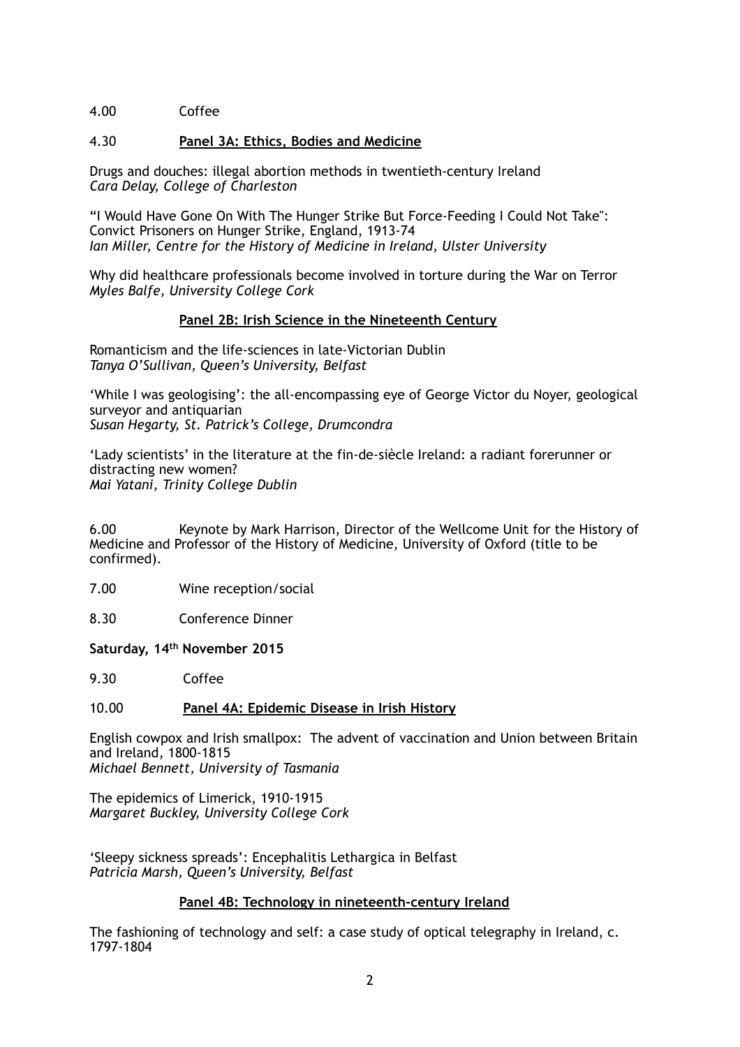4.00 Coffee

4.30 **Panel 3A: Ethics, Bodies and Medicine**

Drugs and douches: illegal abortion methods in twentieth-century Ireland
*Cara Delay, College of Charleston*

“I Would Have Gone On With The Hunger Strike But Force-Feeding I Could Not Take": Convict Prisoners on Hunger Strike, England, 1913-74
*Ian Miller, Centre for the History of Medicine in Ireland, Ulster University*

Why did healthcare professionals become involved in torture during the War on Terror
*Myles Balfe, University College Cork*

**Panel 2B: Irish Science in the Nineteenth Century**

Romanticism and the life-sciences in late-Victorian Dublin
*Tanya O'Sullivan, Queen's University, Belfast*

'While I was geologising': the all-encompassing eye of George Victor du Noyer, geological surveyor and antiquarian
*Susan Hegarty, St. Patrick's College, Drumcondra*

'Lady scientists' in the literature at the fin-de-siècle Ireland: a radiant forerunner or distracting new women?
*Mai Yatani, Trinity College Dublin*

6.00 Keynote by Mark Harrison, Director of the Wellcome Unit for the History of Medicine and Professor of the History of Medicine, University of Oxford (title to be confirmed).

7.00 Wine reception/social

8.30 Conference Dinner

**Saturday, 14th November 2015**

9.30 Coffee

10.00 **Panel 4A: Epidemic Disease in Irish History**

English cowpox and Irish smallpox: The advent of vaccination and Union between Britain and Ireland, 1800-1815
*Michael Bennett, University of Tasmania*

The epidemics of Limerick, 1910-1915
*Margaret Buckley, University College Cork*

'Sleepy sickness spreads': Encephalitis Lethargica in Belfast
*Patricia Marsh, Queen's University, Belfast*

**Panel 4B: Technology in nineteenth-century Ireland**

The fashioning of technology and self: a case study of optical telegraphy in Ireland, c. 1797-1804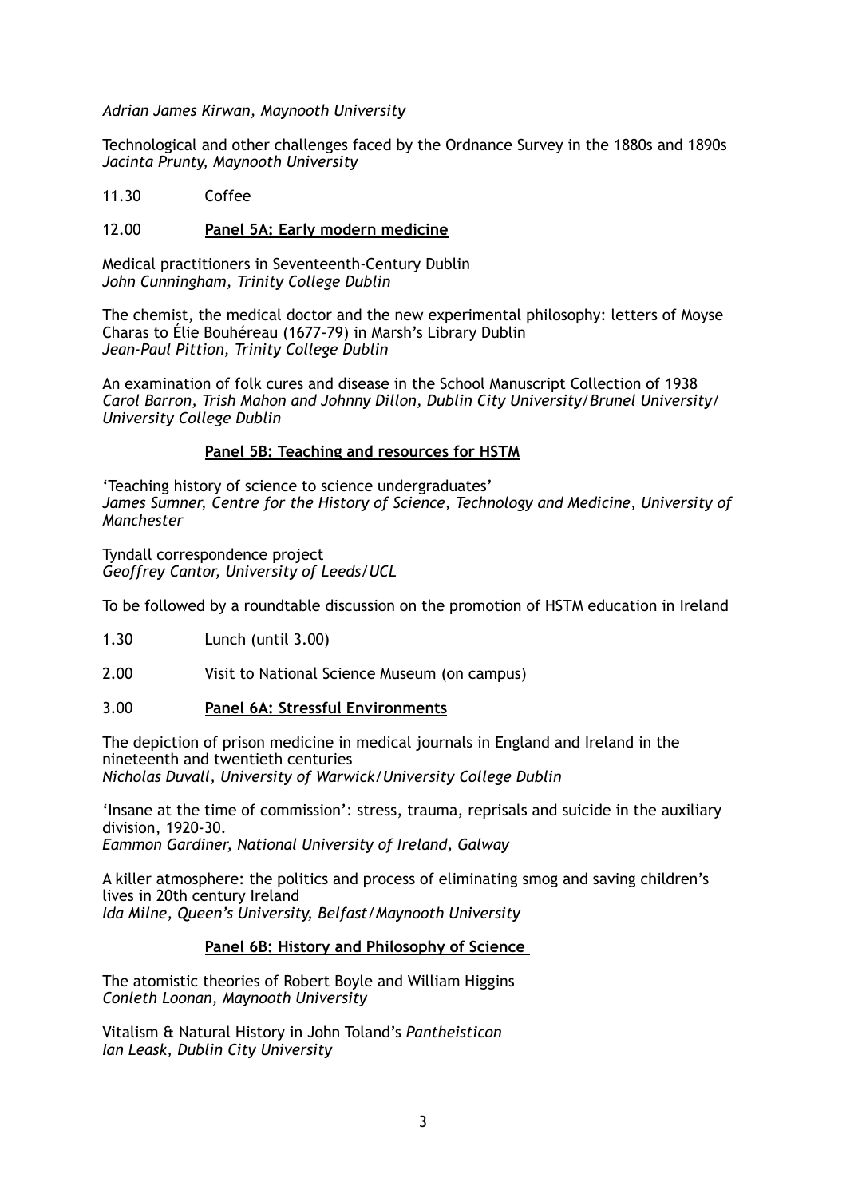*Adrian James Kirwan, Maynooth University*

Technological and other challenges faced by the Ordnance Survey in the 1880s and 1890s
*Jacinta Prunty, Maynooth University*

11.30 Coffee

12.00 **Panel 5A: Early modern medicine**

Medical practitioners in Seventeenth-Century Dublin
*John Cunningham, Trinity College Dublin*

The chemist, the medical doctor and the new experimental philosophy: letters of Moyse Charas to Élie Bouhéreau (1677-79) in Marsh's Library Dublin
*Jean-Paul Pittion, Trinity College Dublin*

An examination of folk cures and disease in the School Manuscript Collection of 1938
*Carol Barron, Trish Mahon and Johnny Dillon, Dublin City University/Brunel University/University College Dublin*

**Panel 5B: Teaching and resources for HSTM**

'Teaching history of science to science undergraduates'
*James Sumner, Centre for the History of Science, Technology and Medicine, University of Manchester*

Tyndall correspondence project
*Geoffrey Cantor, University of Leeds/UCL*

To be followed by a roundtable discussion on the promotion of HSTM education in Ireland

1.30 Lunch (until 3.00)

2.00 Visit to National Science Museum (on campus)

3.00 **Panel 6A: Stressful Environments**

The depiction of prison medicine in medical journals in England and Ireland in the nineteenth and twentieth centuries
*Nicholas Duvall, University of Warwick/University College Dublin*

'Insane at the time of commission': stress, trauma, reprisals and suicide in the auxiliary division, 1920-30.
*Eammon Gardiner, National University of Ireland, Galway*

A killer atmosphere: the politics and process of eliminating smog and saving children's lives in 20th century Ireland
*Ida Milne, Queen's University, Belfast/Maynooth University*

**Panel 6B: History and Philosophy of Science**

The atomistic theories of Robert Boyle and William Higgins
*Conleth Loonan, Maynooth University*

Vitalism & Natural History in John Toland's *Pantheisticon*
*Ian Leask, Dublin City University*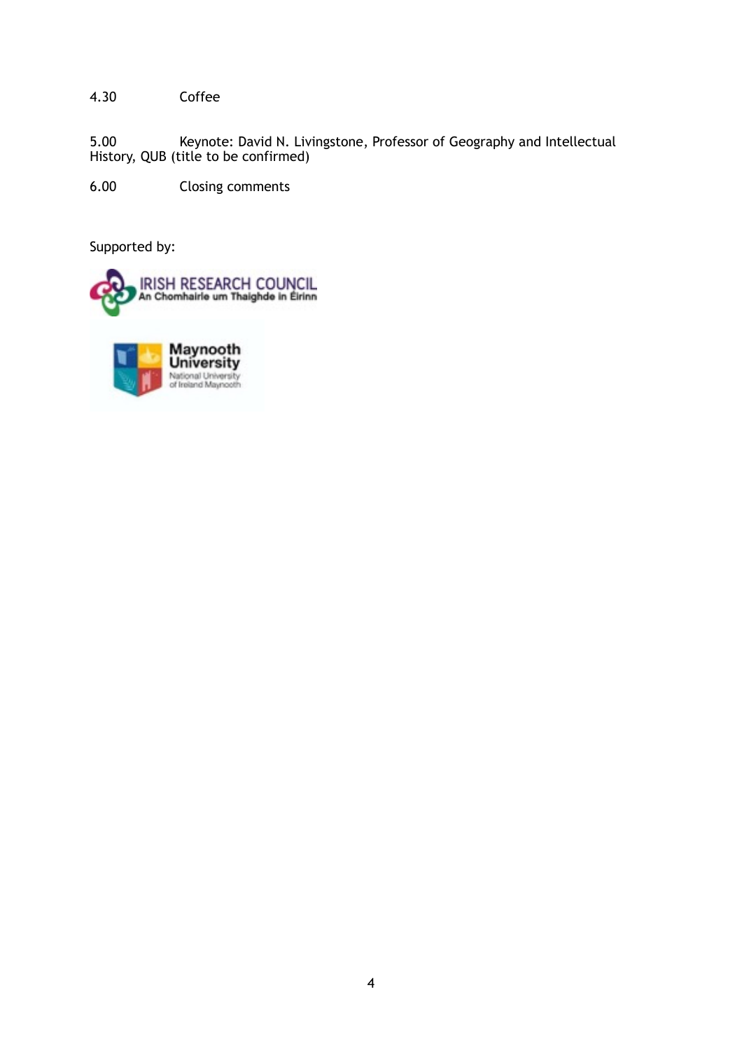4.30 Coffee

5.00 Keynote: David N. Livingstone, Professor of Geography and Intellectual History, QUB (title to be confirmed)

6.00 Closing comments

Supported by:

IRISH RESEARCH COUNCIL
An Chomhairle um Thaighde in Éirinn

Maynooth University
National University of Ireland Maynooth